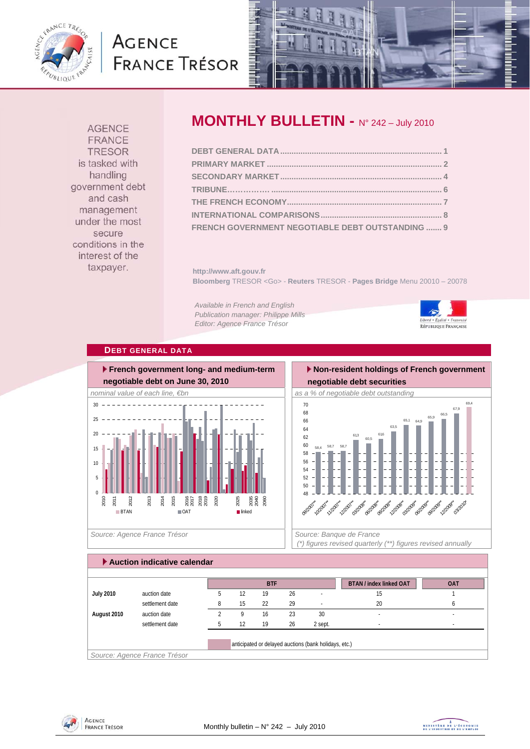AGENCE FRANCE TRESOR is tasked with handling government debt and cash management under the most secure conditions in the interest of the taxpayer.

# MONTHLY BULLETIN - N° 242 – July 2010

DEBT GENERAL DATA ........................................................................ 1
PRIMARY MARKET ............................................................................. 2
SECONDARY MARKET ....................................................................... 4
TRIBUNE................. ........................................................................... 6
THE FRENCH ECONOMY.................................................................... 7
INTERNATIONAL COMPARISONS...................................................... 8
FRENCH GOVERNMENT NEGOTIABLE DEBT OUTSTANDING ....... 9

**http://www.aft.gouv.fr**
**Bloomberg** TRESOR <Go> - **Reuters** TRESOR - **Pages Bridge** Menu 20010 – 20078

*Available in French and English*
*Publication manager: Philippe Mills*
*Editor: Agence France Trésor*

## DEBT GENERAL DATA

### French government long- and medium-term negotiable debt on June 30, 2010

*nominal value of each line, €bn*

Legend: BTAN, OAT, linked

*Source: Agence France Trésor*

### Non-resident holdings of French government negotiable debt securities

*as a % of negotiable debt outstanding*

| 09/2007** | 10/2007** | 11/2007** | 12/2007** | 03/2008* | 06/2008* | 09/2008* | 12/2008** | 03/2009* | 06/2009* | 09/2009* | 12/2009** | 03/2010* |
|---|---|---|---|---|---|---|---|---|---|---|---|---|
| 58,4 | 58,7 | 58,7 | 61,3 | 60,5 | 61,6 | 63,5 | 65,1 | 64,9 | 65,9 | 66,5 | 67,9 | 69,4 |

*Source: Banque de France*
*(\*) figures revised quarterly (\*\*) figures revised annually*

### Auction indicative calendar

| | | BTF | | | | | BTAN / index linked OAT | OAT |
|---|---|---|---|---|---|---|---|---|
| **July 2010** | auction date | 5 | 12 | 19 | 26 | - | 15 | 1 |
| | settlement date | 8 | 15 | 22 | 29 | - | 20 | 6 |
| **August 2010** | auction date | 2 | 9 | 16 | 23 | 30 | - | - |
| | settlement date | 5 | 12 | 19 | 26 | 2 sept. | - | - |

anticipated or delayed auctions (bank holidays, etc.)

*Source: Agence France Trésor*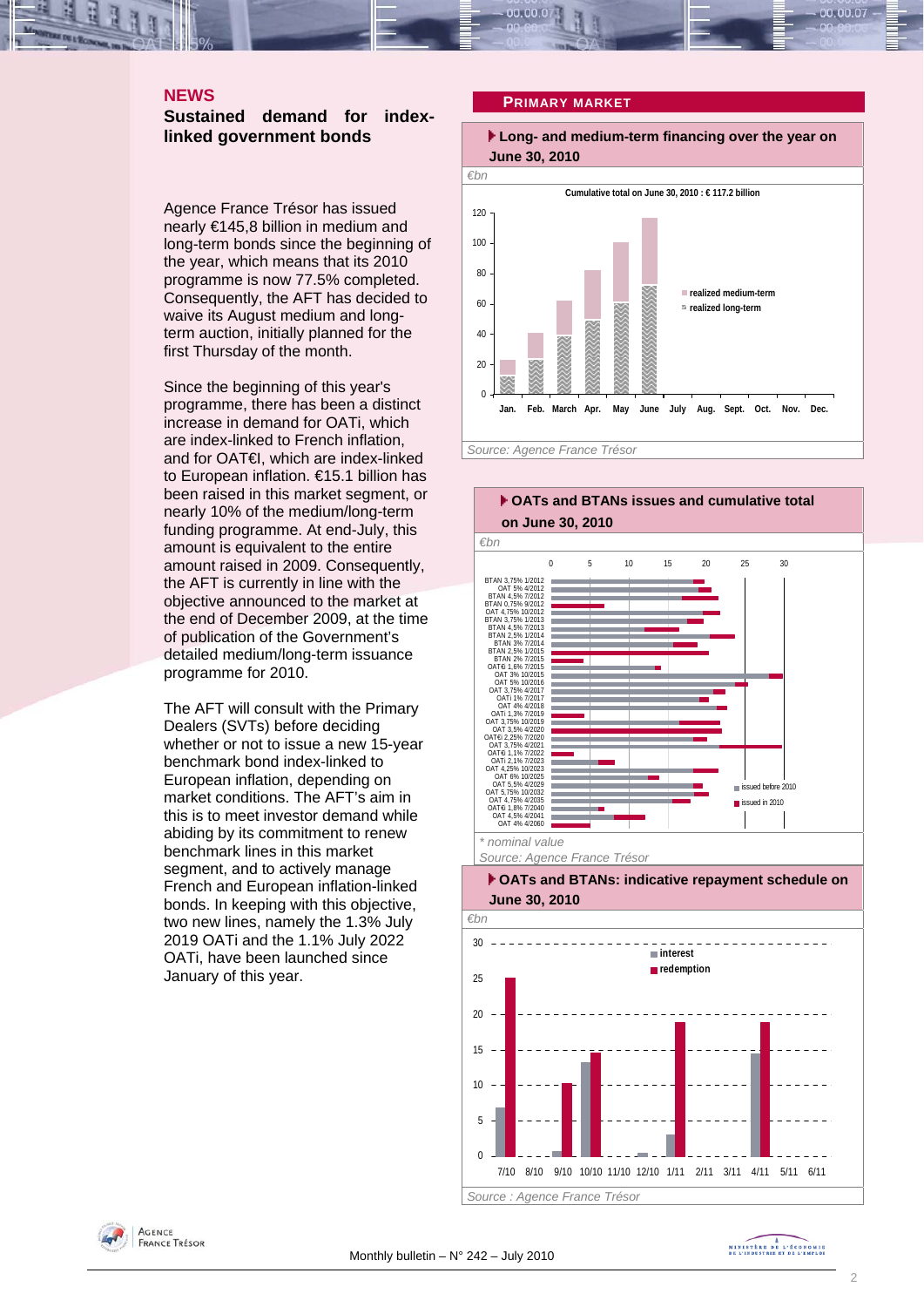## NEWS

### Sustained demand for index-linked government bonds

Agence France Trésor has issued nearly €145,8 billion in medium and long-term bonds since the beginning of the year, which means that its 2010 programme is now 77.5% completed. Consequently, the AFT has decided to waive its August medium and long-term auction, initially planned for the first Thursday of the month.

Since the beginning of this year's programme, there has been a distinct increase in demand for OATi, which are index-linked to French inflation, and for OAT€I, which are index-linked to European inflation. €15.1 billion has been raised in this market segment, or nearly 10% of the medium/long-term funding programme. At end-July, this amount is equivalent to the entire amount raised in 2009. Consequently, the AFT is currently in line with the objective announced to the market at the end of December 2009, at the time of publication of the Government's detailed medium/long-term issuance programme for 2010.

The AFT will consult with the Primary Dealers (SVTs) before deciding whether or not to issue a new 15-year benchmark bond index-linked to European inflation, depending on market conditions. The AFT's aim in this is to meet investor demand while abiding by its commitment to renew benchmark lines in this market segment, and to actively manage French and European inflation-linked bonds. In keeping with this objective, two new lines, namely the 1.3% July 2019 OATi and the 1.1% July 2022 OATi, have been launched since January of this year.

## PRIMARY MARKET

**Long- and medium-term financing over the year on June 30, 2010**

*€bn*

Cumulative total on June 30, 2010 : € 117.2 billion

Source: Agence France Trésor

**OATs and BTANs issues and cumulative total on June 30, 2010**

*€bn*

* nominal value

Source: Agence France Trésor

**OATs and BTANs: indicative repayment schedule on June 30, 2010**

*€bn*

Source : Agence France Trésor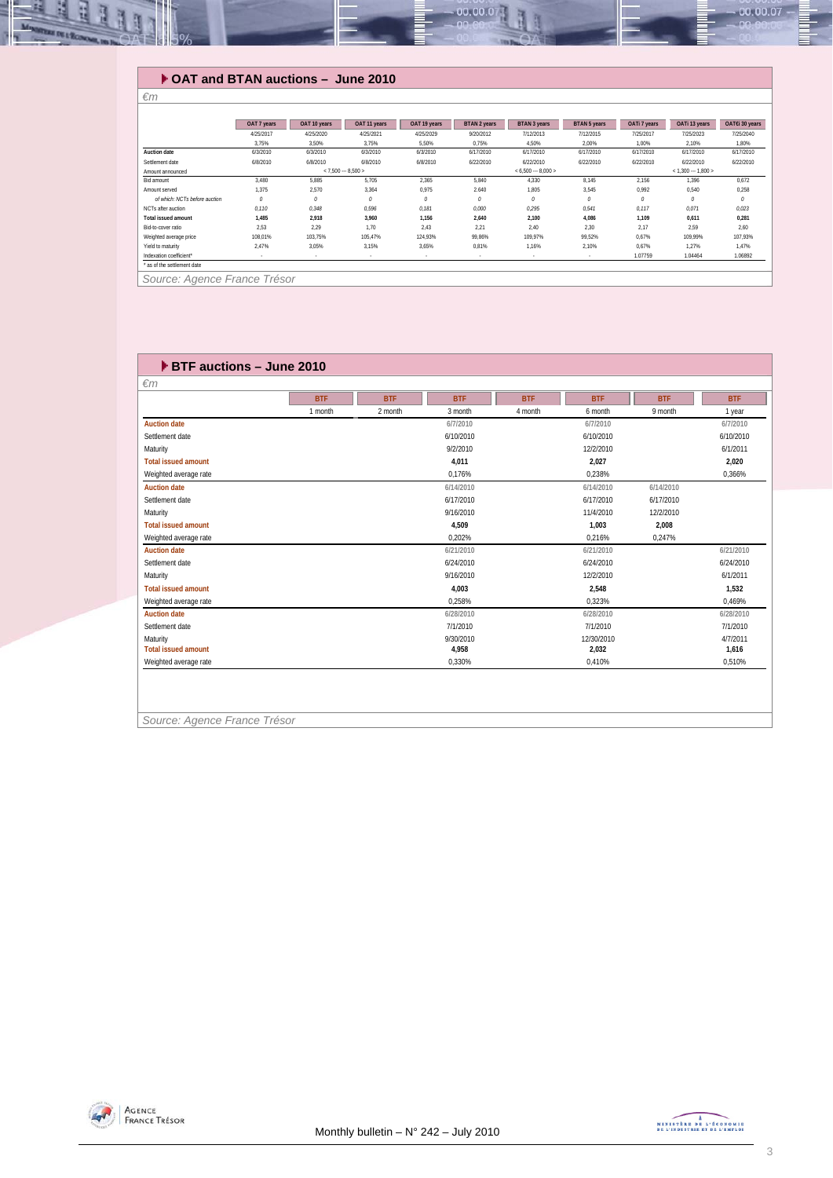## OAT and BTAN auctions – June 2010

*€m*

| | OAT 7 years | OAT 10 years | OAT 11 years | OAT 19 years | BTAN 2 years | BTAN 3 years | BTAN 5 years | OATi 7 years | OATi 13 years | OAT€i 30 years |
|---|---|---|---|---|---|---|---|---|---|---|
| | 4/25/2017 | 4/25/2020 | 4/25/2021 | 4/25/2029 | 9/20/2012 | 7/12/2013 | 7/12/2015 | 7/25/2017 | 7/25/2023 | 7/25/2040 |
| | 3,75% | 3,50% | 3,75% | 5,50% | 0,75% | 4,50% | 2,00% | 1,00% | 2,10% | 1,80% |
| **Auction date** | 6/3/2010 | 6/3/2010 | 6/3/2010 | 6/3/2010 | 6/17/2010 | 6/17/2010 | 6/17/2010 | 6/17/2010 | 6/17/2010 | 6/17/2010 |
| Settlement date | 6/8/2010 | 6/8/2010 | 6/8/2010 | 6/8/2010 | 6/22/2010 | 6/22/2010 | 6/22/2010 | 6/22/2010 | 6/22/2010 | 6/22/2010 |
| Amount announced | | < 7,500 --- 8,500 > | | | | < 6,500 --- 8,000 > | | | < 1,300 --- 1,800 > | |
| Bid amount | 3,480 | 5,885 | 5,705 | 2,365 | 5,840 | 4,330 | 8,145 | 2,156 | 1,396 | 0,672 |
| Amount served | 1,375 | 2,570 | 3,364 | 0,975 | 2,640 | 1,805 | 3,545 | 0,992 | 0,540 | 0,258 |
| *of which: NCTs before auction* | *0* | *0* | *0* | *0* | *0* | *0* | *0* | *0* | *0* | *0* |
| NCTs after auction | *0,110* | *0,348* | *0,596* | *0,181* | *0,000* | *0,295* | *0,541* | *0,117* | *0,071* | *0,023* |
| **Total issued amount** | **1,485** | **2,918** | **3,960** | **1,156** | **2,640** | **2,100** | **4,086** | **1,109** | **0,611** | **0,281** |
| Bid-to-cover ratio | 2,53 | 2,29 | 1,70 | 2,43 | 2,21 | 2,40 | 2,30 | 2,17 | 2,59 | 2,60 |
| Weighted average price | 108,01% | 103,75% | 105,47% | 124,93% | 99,86% | 109,97% | 99,52% | 0,67% | 109,99% | 107,93% |
| Yield to maturity | 2,47% | 3,05% | 3,15% | 3,65% | 0,81% | 1,16% | 2,10% | 0,67% | 1,27% | 1,47% |
| Indexation coefficient* | - | - | - | - | - | - | - | 1.07759 | 1.04464 | 1.06892 |

\* as of the settlement date

*Source: Agence France Trésor*

## BTF auctions – June 2010

*€m*

| | BTF | BTF | BTF | BTF | BTF | BTF | BTF |
|---|---|---|---|---|---|---|---|
| | 1 month | 2 month | 3 month | 4 month | 6 month | 9 month | 1 year |
| **Auction date** | | | 6/7/2010 | | 6/7/2010 | | 6/7/2010 |
| Settlement date | | | 6/10/2010 | | 6/10/2010 | | 6/10/2010 |
| Maturity | | | 9/2/2010 | | 12/2/2010 | | 6/1/2011 |
| **Total issued amount** | | | **4,011** | | **2,027** | | **2,020** |
| Weighted average rate | | | 0,176% | | 0,238% | | 0,366% |
| **Auction date** | | | 6/14/2010 | | 6/14/2010 | 6/14/2010 | |
| Settlement date | | | 6/17/2010 | | 6/17/2010 | 6/17/2010 | |
| Maturity | | | 9/16/2010 | | 11/4/2010 | 12/2/2010 | |
| **Total issued amount** | | | **4,509** | | **1,003** | **2,008** | |
| Weighted average rate | | | 0,202% | | 0,216% | 0,247% | |
| **Auction date** | | | 6/21/2010 | | 6/21/2010 | | 6/21/2010 |
| Settlement date | | | 6/24/2010 | | 6/24/2010 | | 6/24/2010 |
| Maturity | | | 9/16/2010 | | 12/2/2010 | | 6/1/2011 |
| **Total issued amount** | | | **4,003** | | **2,548** | | **1,532** |
| Weighted average rate | | | 0,258% | | 0,323% | | 0,469% |
| **Auction date** | | | 6/28/2010 | | 6/28/2010 | | 6/28/2010 |
| Settlement date | | | 7/1/2010 | | 7/1/2010 | | 7/1/2010 |
| Maturity | | | 9/30/2010 | | 12/30/2010 | | 4/7/2011 |
| **Total issued amount** | | | **4,958** | | **2,032** | | **1,616** |
| Weighted average rate | | | 0,330% | | 0,410% | | 0,510% |

*Source: Agence France Trésor*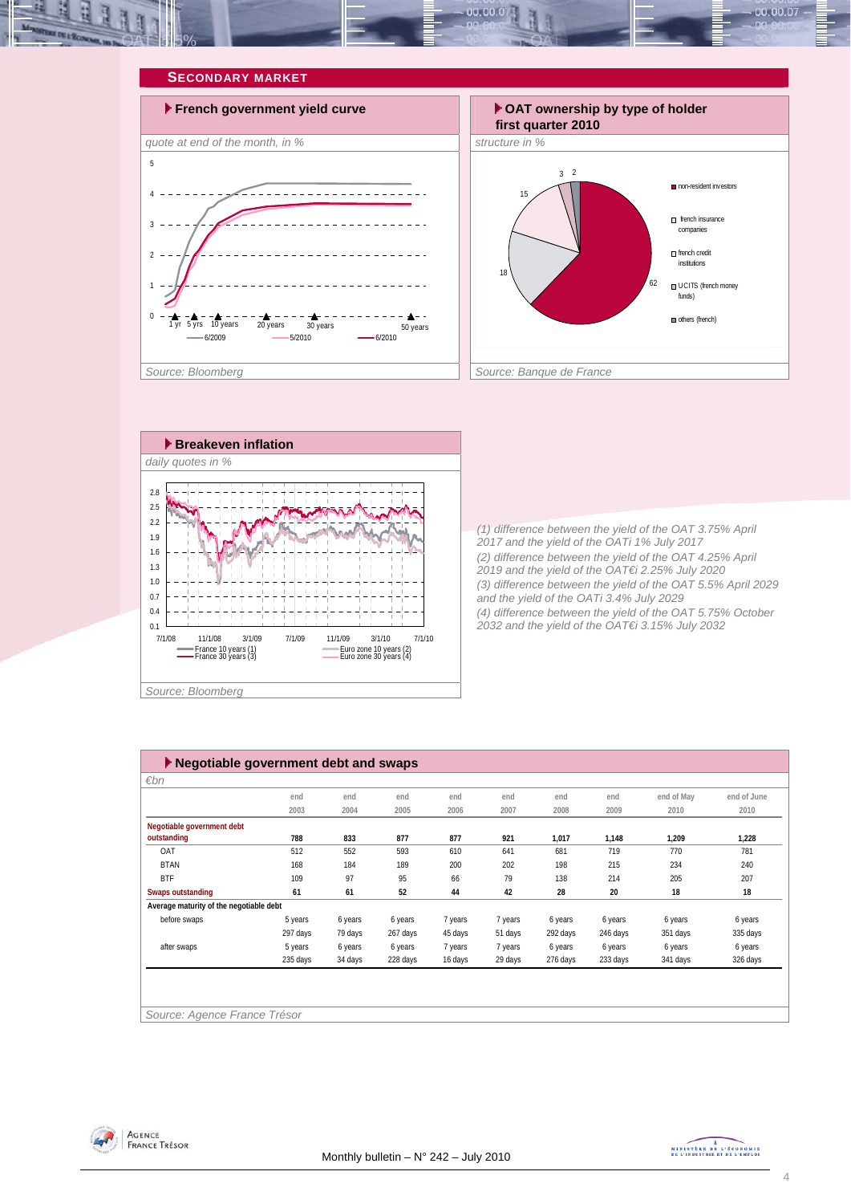## SECONDARY MARKET

### French government yield curve

*quote at end of the month, in %*

Source: Bloomberg

### OAT ownership by type of holder first quarter 2010

*structure in %*

- non-resident investors: 62
- french insurance companies: 18
- french credit institutions: 15
- UCITS (french money funds): 3
- others (french): 2

Source: Banque de France

### Breakeven inflation

*daily quotes in %*

France 10 years (1), France 30 years (3), Euro zone 10 years (2), Euro zone 30 years (4)

Source: Bloomberg

(1) difference between the yield of the OAT 3.75% April 2017 and the yield of the OATi 1% July 2017

(2) difference between the yield of the OAT 4.25% April 2019 and the yield of the OAT€i 2.25% July 2020

(3) difference between the yield of the OAT 5.5% April 2029 and the yield of the OATi 3.4% July 2029

(4) difference between the yield of the OAT 5.75% October 2032 and the yield of the OAT€i 3.15% July 2032

### Negotiable government debt and swaps

*€bn*

| | end 2003 | end 2004 | end 2005 | end 2006 | end 2007 | end 2008 | end 2009 | end of May 2010 | end of June 2010 |
|---|---|---|---|---|---|---|---|---|---|
| **Negotiable government debt outstanding** | **788** | **833** | **877** | **877** | **921** | **1,017** | **1,148** | **1,209** | **1,228** |
| OAT | 512 | 552 | 593 | 610 | 641 | 681 | 719 | 770 | 781 |
| BTAN | 168 | 184 | 189 | 200 | 202 | 198 | 215 | 234 | 240 |
| BTF | 109 | 97 | 95 | 66 | 79 | 138 | 214 | 205 | 207 |
| **Swaps outstanding** | **61** | **61** | **52** | **44** | **42** | **28** | **20** | **18** | **18** |
| **Average maturity of the negotiable debt** | | | | | | | | | |
| before swaps | 5 years | 6 years | 6 years | 7 years | 7 years | 6 years | 6 years | 6 years | 6 years |
| | 297 days | 79 days | 267 days | 45 days | 51 days | 292 days | 246 days | 351 days | 335 days |
| after swaps | 5 years | 6 years | 6 years | 7 years | 7 years | 6 years | 6 years | 6 years | 6 years |
| | 235 days | 34 days | 228 days | 16 days | 29 days | 276 days | 233 days | 341 days | 326 days |

Source: Agence France Trésor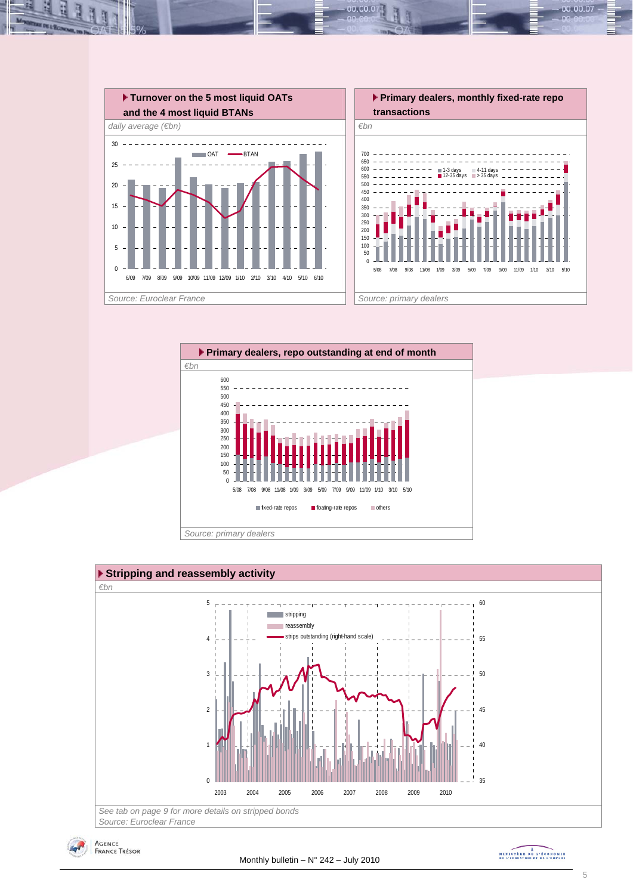### Turnover on the 5 most liquid OATs and the 4 most liquid BTANs

*daily average (€bn)*

OAT — BTAN

*Source: Euroclear France*

### Primary dealers, monthly fixed-rate repo transactions

*€bn*

1-3 days, 4-11 days, 12-35 days, > 35 days

*Source: primary dealers*

### Primary dealers, repo outstanding at end of month

*€bn*

fixed-rate repos, floating-rate repos, others

*Source: primary dealers*

### Stripping and reassembly activity

*€bn*

stripping, reassembly, strips outstanding (right-hand scale)

*See tab on page 9 for more details on stripped bonds*

*Source: Euroclear France*

Monthly bulletin – N° 242 – July 2010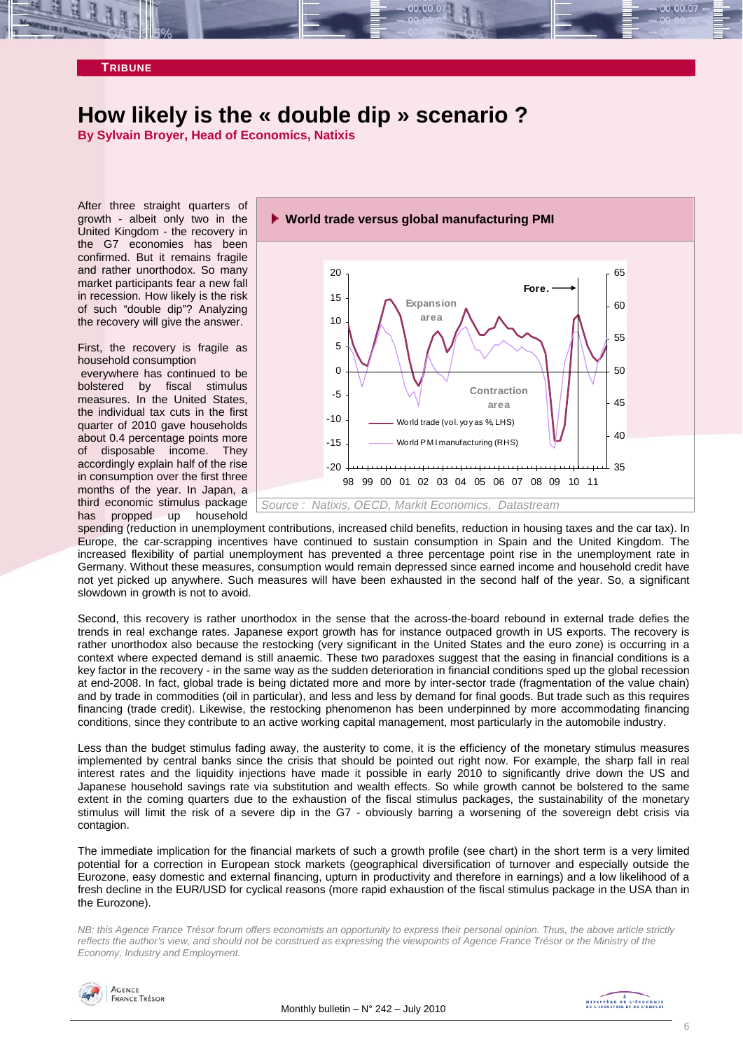**TRIBUNE**

# How likely is the « double dip » scenario ?

**By Sylvain Broyer, Head of Economics, Natixis**

After three straight quarters of growth - albeit only two in the United Kingdom - the recovery in the G7 economies has been confirmed. But it remains fragile and rather unorthodox. So many market participants fear a new fall in recession. How likely is the risk of such "double dip"? Analyzing the recovery will give the answer.

First, the recovery is fragile as household consumption everywhere has continued to be bolstered by fiscal stimulus measures. In the United States, the individual tax cuts in the first quarter of 2010 gave households about 0.4 percentage points more of disposable income. They accordingly explain half of the rise in consumption over the first three months of the year. In Japan, a third economic stimulus package has propped up household spending (reduction in unemployment contributions, increased child benefits, reduction in housing taxes and the car tax). In Europe, the car-scrapping incentives have continued to sustain consumption in Spain and the United Kingdom. The increased flexibility of partial unemployment has prevented a three percentage point rise in the unemployment rate in Germany. Without these measures, consumption would remain depressed since earned income and household credit have not yet picked up anywhere. Such measures will have been exhausted in the second half of the year. So, a significant slowdown in growth is not to avoid.

**World trade versus global manufacturing PMI**

*Source : Natixis, OECD, Markit Economics, Datastream*

Second, this recovery is rather unorthodox in the sense that the across-the-board rebound in external trade defies the trends in real exchange rates. Japanese export growth has for instance outpaced growth in US exports. The recovery is rather unorthodox also because the restocking (very significant in the United States and the euro zone) is occurring in a context where expected demand is still anaemic. These two paradoxes suggest that the easing in financial conditions is a key factor in the recovery - in the same way as the sudden deterioration in financial conditions sped up the global recession at end-2008. In fact, global trade is being dictated more and more by inter-sector trade (fragmentation of the value chain) and by trade in commodities (oil in particular), and less and less by demand for final goods. But trade such as this requires financing (trade credit). Likewise, the restocking phenomenon has been underpinned by more accommodating financing conditions, since they contribute to an active working capital management, most particularly in the automobile industry.

Less than the budget stimulus fading away, the austerity to come, it is the efficiency of the monetary stimulus measures implemented by central banks since the crisis that should be pointed out right now. For example, the sharp fall in real interest rates and the liquidity injections have made it possible in early 2010 to significantly drive down the US and Japanese household savings rate via substitution and wealth effects. So while growth cannot be bolstered to the same extent in the coming quarters due to the exhaustion of the fiscal stimulus packages, the sustainability of the monetary stimulus will limit the risk of a severe dip in the G7 - obviously barring a worsening of the sovereign debt crisis via contagion.

The immediate implication for the financial markets of such a growth profile (see chart) in the short term is a very limited potential for a correction in European stock markets (geographical diversification of turnover and especially outside the Eurozone, easy domestic and external financing, upturn in productivity and therefore in earnings) and a low likelihood of a fresh decline in the EUR/USD for cyclical reasons (more rapid exhaustion of the fiscal stimulus package in the USA than in the Eurozone).

*NB: this Agence France Trésor forum offers economists an opportunity to express their personal opinion. Thus, the above article strictly reflects the author's view, and should not be construed as expressing the viewpoints of Agence France Trésor or the Ministry of the Economy, Industry and Employment.*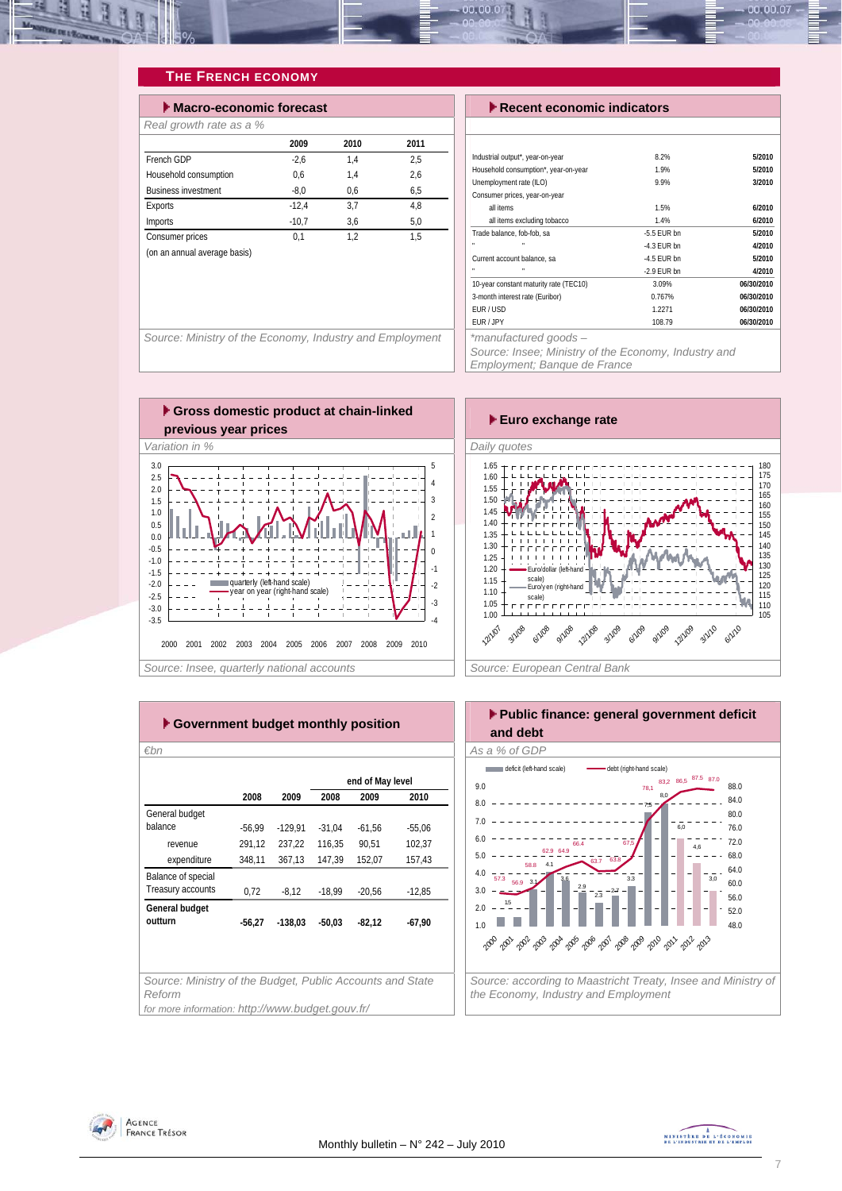## THE FRENCH ECONOMY

### Macro-economic forecast

*Real growth rate as a %*

| | 2009 | 2010 | 2011 |
|---|---|---|---|
| French GDP | -2,6 | 1,4 | 2,5 |
| Household consumption | 0,6 | 1,4 | 2,6 |
| Business investment | -8,0 | 0,6 | 6,5 |
| Exports | -12,4 | 3,7 | 4,8 |
| Imports | -10,7 | 3,6 | 5,0 |
| Consumer prices | 0,1 | 1,2 | 1,5 |
| (on an annual average basis) | | | |

*Source: Ministry of the Economy, Industry and Employment*

### Recent economic indicators

| | | |
|---|---|---|
| Industrial output*, year-on-year | 8.2% | 5/2010 |
| Household consumption*, year-on-year | 1.9% | 5/2010 |
| Unemployment rate (ILO) | 9.9% | 3/2010 |
| Consumer prices, year-on-year | | |
| all items | 1.5% | 6/2010 |
| all items excluding tobacco | 1.4% | 6/2010 |
| Trade balance, fob-fob, sa | -5.5 EUR bn | 5/2010 |
| " " | -4.3 EUR bn | 4/2010 |
| Current account balance, sa | -4.5 EUR bn | 5/2010 |
| " " | -2.9 EUR bn | 4/2010 |
| 10-year constant maturity rate (TEC10) | 3.09% | 06/30/2010 |
| 3-month interest rate (Euribor) | 0.767% | 06/30/2010 |
| EUR / USD | 1.2271 | 06/30/2010 |
| EUR / JPY | 108.79 | 06/30/2010 |

*manufactured goods –

*Source: Insee; Ministry of the Economy, Industry and Employment; Banque de France*

### Gross domestic product at chain-linked previous year prices

*Variation in %*

*Source: Insee, quarterly national accounts*

### Euro exchange rate

*Daily quotes*

*Source: European Central Bank*

### Government budget monthly position

*€bn*

| | 2008 | 2009 | end of May level 2008 | 2009 | 2010 |
|---|---|---|---|---|---|
| General budget balance | -56,99 | -129,91 | -31,04 | -61,56 | -55,06 |
| revenue | 291,12 | 237,22 | 116,35 | 90,51 | 102,37 |
| expenditure | 348,11 | 367,13 | 147,39 | 152,07 | 157,43 |
| Balance of special Treasury accounts | 0,72 | -8,12 | -18,99 | -20,56 | -12,85 |
| **General budget outturn** | **-56,27** | **-138,03** | **-50,03** | **-82,12** | **-67,90** |

*Source: Ministry of the Budget, Public Accounts and State Reform*

*for more information: http://www.budget.gouv.fr/*

### Public finance: general government deficit and debt

*As a % of GDP*

*Source: according to Maastricht Treaty, Insee and Ministry of the Economy, Industry and Employment*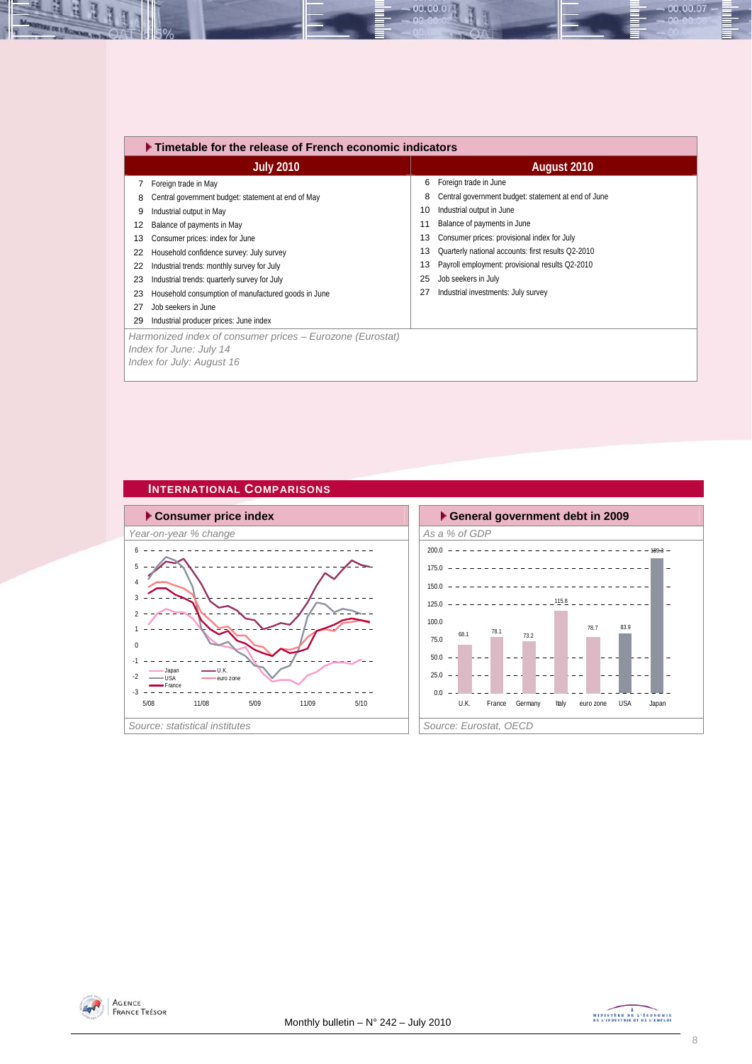## Timetable for the release of French economic indicators

| July 2010 | | August 2010 | |
|---|---|---|---|
| 7 | Foreign trade in May | 6 | Foreign trade in June |
| 8 | Central government budget: statement at end of May | 8 | Central government budget: statement at end of June |
| 9 | Industrial output in May | 10 | Industrial output in June |
| 12 | Balance of payments in May | 11 | Balance of payments in June |
| 13 | Consumer prices: index for June | 13 | Consumer prices: provisional index for July |
| 22 | Household confidence survey: July survey | 13 | Quarterly national accounts: first results Q2-2010 |
| 22 | Industrial trends: monthly survey for July | 13 | Payroll employment: provisional results Q2-2010 |
| 23 | Industrial trends: quarterly survey for July | 25 | Job seekers in July |
| 23 | Household consumption of manufactured goods in June | 27 | Industrial investments: July survey |
| 27 | Job seekers in June | | |
| 29 | Industrial producer prices: June index | | |

*Harmonized index of consumer prices – Eurozone (Eurostat)*
*Index for June: July 14*
*Index for July: August 16*

## International Comparisons

### Consumer price index

*Year-on-year % change*

Legend: Japan, USA, France, U.K., euro zone

*Source: statistical institutes*

### General government debt in 2009

*As a % of GDP*

| U.K. | France | Germany | Italy | euro zone | USA | Japan |
|---|---|---|---|---|---|---|
| 68.1 | 78.1 | 73.2 | 115.8 | 78.7 | 83.9 | 189.3 |

*Source: Eurostat, OECD*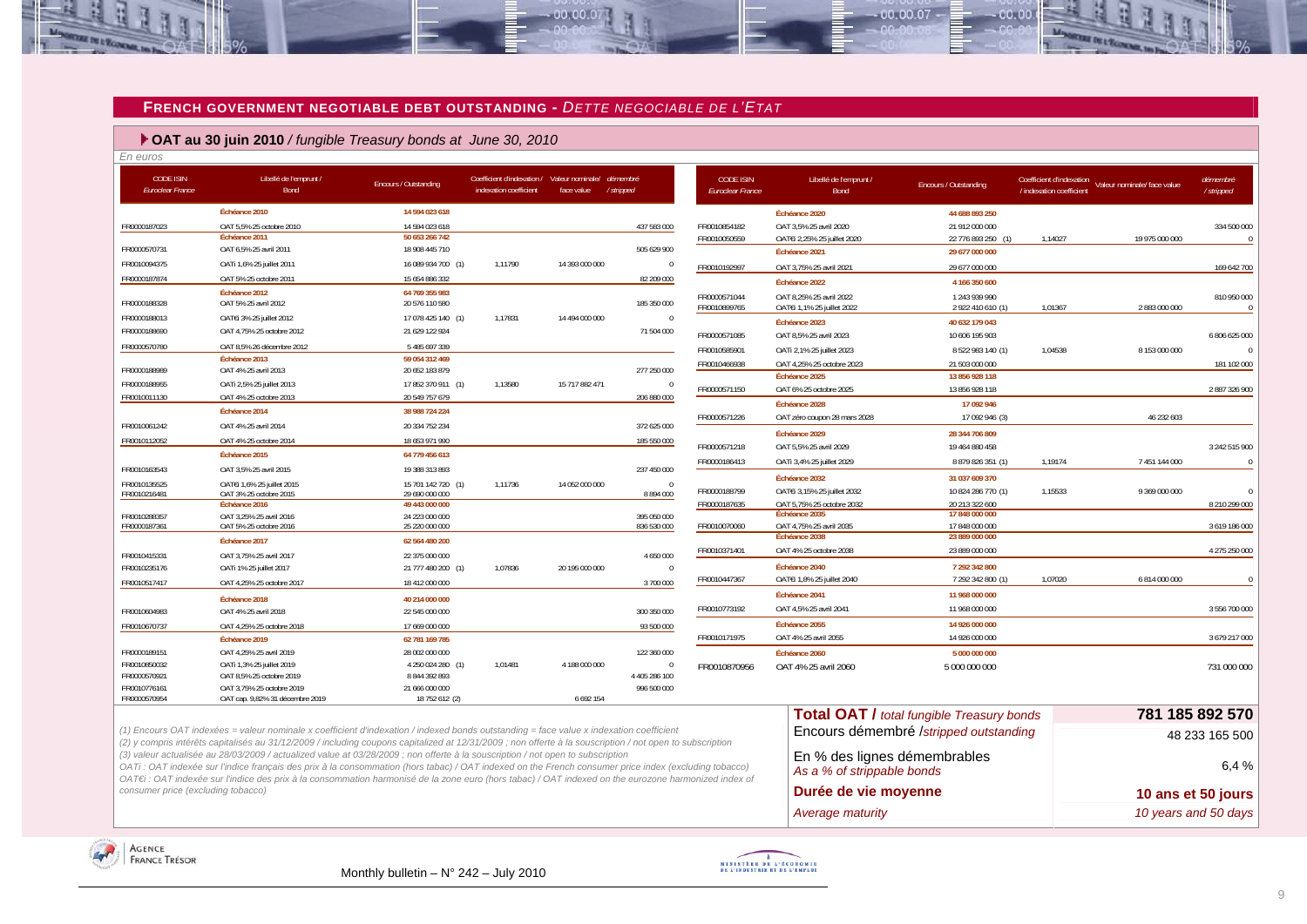## FRENCH GOVERNMENT NEGOTIABLE DEBT OUTSTANDING - *DETTE NEGOCIABLE DE L'ETAT*

### OAT au 30 juin 2010 / *fungible Treasury bonds at June 30, 2010*

*En euros*

| CODE ISIN *Euroclear France* | Libellé de l'emprunt / Bond | Encours / Outstanding | Coefficient d'indexation / indexation coefficient | Valeur nominale/ face value | démembré / stripped |
|---|---|---|---|---|---|
| | **Échéance 2010** | **14 594 023 618** | | | |
| FR0000187023 | OAT 5,5% 25 octobre 2010 | 14 594 023 618 | | | 437 583 000 |
| | **Échéance 2011** | **50 653 266 742** | | | |
| FR0000570731 | OAT 6,5% 25 avril 2011 | 18 908 445 710 | | | 505 629 900 |
| FR0010094375 | OATi 1,6% 25 juillet 2011 | 16 089 934 700 (1) | 1,11790 | 14 393 000 000 | 0 |
| FR0000187874 | OAT 5% 25 octobre 2011 | 15 654 886 332 | | | 82 209 000 |
| | **Échéance 2012** | **64 769 355 983** | | | |
| FR0000188328 | OAT 5% 25 avril 2012 | 20 576 110 580 | | | 185 350 000 |
| FR0000188013 | OAT€i 3% 25 juillet 2012 | 17 078 425 140 (1) | 1,17831 | 14 494 000 000 | 0 |
| FR0000188690 | OAT 4,75% 25 octobre 2012 | 21 629 122 924 | | | 71 504 000 |
| FR0000570780 | OAT 8,5% 26 décembre 2012 | 5 485 697 339 | | | |
| | **Échéance 2013** | **59 054 312 469** | | | |
| FR0000188989 | OAT 4% 25 avril 2013 | 20 652 183 879 | | | 277 250 000 |
| FR0000188955 | OATi 2,5% 25 juillet 2013 | 17 852 370 911 (1) | 1,13580 | 15 717 882 471 | 0 |
| FR0010011130 | OAT 4% 25 octobre 2013 | 20 549 757 679 | | | 206 880 000 |
| | **Échéance 2014** | **38 988 724 224** | | | |
| FR0010061242 | OAT 4% 25 avril 2014 | 20 334 752 234 | | | 372 625 000 |
| FR0010112052 | OAT 4% 25 octobre 2014 | 18 653 971 990 | | | 185 550 000 |
| | **Échéance 2015** | **64 779 456 613** | | | |
| FR0010163543 | OAT 3,5% 25 avril 2015 | 19 388 313 893 | | | 237 450 000 |
| FR0010135525 | OAT€i 1,6% 25 juillet 2015 | 15 701 142 720 (1) | 1,11736 | 14 052 000 000 | 0 |
| FR0010216481 | OAT 3% 25 octobre 2015 | 29 690 000 000 | | | 8 894 000 |
| | **Échéance 2016** | **49 443 000 000** | | | |
| FR0010288357 | OAT 3,25% 25 avril 2016 | 24 223 000 000 | | | 395 050 000 |
| FR0000187361 | OAT 5% 25 octobre 2016 | 25 220 000 000 | | | 836 530 000 |
| | **Échéance 2017** | **62 564 480 200** | | | |
| FR0010415331 | OAT 3,75% 25 avril 2017 | 22 375 000 000 | | | 4 650 000 |
| FR0010235176 | OATi 1% 25 juillet 2017 | 21 777 480 200 (1) | 1,07836 | 20 195 000 000 | 0 |
| FR0010517417 | OAT 4,25% 25 octobre 2017 | 18 412 000 000 | | | 3 700 000 |
| | **Échéance 2018** | **40 214 000 000** | | | |
| FR0010604983 | OAT 4% 25 avril 2018 | 22 545 000 000 | | | 300 350 000 |
| FR0010670737 | OAT 4,25% 25 octobre 2018 | 17 669 000 000 | | | 93 500 000 |
| | **Échéance 2019** | **62 781 169 785** | | | |
| FR0000189151 | OAT 4,25% 25 avril 2019 | 28 002 000 000 | | | 122 360 000 |
| FR0010850032 | OATi 1,3% 25 juillet 2019 | 4 250 024 280 (1) | 1,01481 | 4 188 000 000 | 0 |
| FR0000570921 | OAT 8,5% 25 octobre 2019 | 8 844 392 893 | | | 4 405 286 100 |
| FR0010776161 | OAT 3,75% 25 octobre 2019 | 21 666 000 000 | | | 996 500 000 |
| FR0000570954 | OAT cap. 9,82% 31 décembre 2019 | 18 752 612 (2) | | 6 692 154 | |
| | **Échéance 2020** | **44 688 893 250** | | | |
| FR0010854182 | OAT 3,5% 25 avril 2020 | 21 912 000 000 | | | 334 500 000 |
| FR0010050559 | OAT€i 2,25% 25 juillet 2020 | 22 776 893 250 (1) | 1,14027 | 19 975 000 000 | 0 |
| | **Échéance 2021** | **29 677 000 000** | | | |
| FR0010192997 | OAT 3,75% 25 avril 2021 | 29 677 000 000 | | | 169 642 700 |
| | **Échéance 2022** | **4 166 350 600** | | | |
| FR0000571044 | OAT 8,25% 25 avril 2022 | 1 243 939 990 | | | 810 950 000 |
| FR0010899765 | OAT€i 1,1% 25 juillet 2022 | 2 922 410 610 (1) | 1,01367 | 2 883 000 000 | 0 |
| | **Échéance 2023** | **40 632 179 043** | | | |
| FR0000571085 | OAT 8,5% 25 avril 2023 | 10 606 195 903 | | | 6 806 625 000 |
| FR0010585901 | OATi 2,1% 25 juillet 2023 | 8 522 983 140 (1) | 1,04538 | 8 153 000 000 | 0 |
| FR0010466938 | OAT 4,25% 25 octobre 2023 | 21 503 000 000 | | | 181 102 000 |
| | **Échéance 2025** | **13 856 928 118** | | | |
| FR0000571150 | OAT 6% 25 octobre 2025 | 13 856 928 118 | | | 2 887 326 900 |
| | **Échéance 2028** | **17 092 946** | | | |
| FR0000571226 | OAT zéro coupon 28 mars 2028 | 17 092 946 (3) | | 46 232 603 | |
| | **Échéance 2029** | **28 344 706 809** | | | |
| FR0000571218 | OAT 5,5% 25 avril 2029 | 19 464 880 458 | | | 3 242 515 900 |
| FR0000186413 | OATi 3,4% 25 juillet 2029 | 8 879 826 351 (1) | 1,19174 | 7 451 144 000 | 0 |
| | **Échéance 2032** | **31 037 609 370** | | | |
| FR0000188799 | OAT€i 3,15% 25 juillet 2032 | 10 824 286 770 (1) | 1,15533 | 9 369 000 000 | 0 |
| FR0000187635 | OAT 5,75% 25 octobre 2032 | 20 213 322 600 | | | 8 210 299 000 |
| | **Échéance 2035** | **17 848 000 000** | | | |
| FR0010070060 | OAT 4,75% 25 avril 2035 | 17 848 000 000 | | | 3 619 186 000 |
| | **Échéance 2038** | **23 889 000 000** | | | |
| FR0010371401 | OAT 4% 25 octobre 2038 | 23 889 000 000 | | | 4 275 250 000 |
| | **Échéance 2040** | **7 292 342 800** | | | |
| FR0010447367 | OAT€i 1,8% 25 juillet 2040 | 7 292 342 800 (1) | 1,07020 | 6 814 000 000 | 0 |
| | **Échéance 2041** | **11 968 000 000** | | | |
| FR0010773192 | OAT 4,5% 25 avril 2041 | 11 968 000 000 | | | 3 556 700 000 |
| | **Échéance 2055** | **14 926 000 000** | | | |
| FR0010171975 | OAT 4% 25 avril 2055 | 14 926 000 000 | | | 3 679 217 000 |
| | **Échéance 2060** | **5 000 000 000** | | | |
| FR0010870956 | OAT 4% 25 avril 2060 | 5 000 000 000 | | | 731 000 000 |

| | |
|---|---|
| **Total OAT /** *total fungible Treasury bonds* | **781 185 892 570** |
| Encours démembré /*stripped outstanding* | 48 233 165 500 |
| En % des lignes démembrables *As a % of strippable bonds* | 6,4 % |
| **Durée de vie moyenne** | **10 ans et 50 jours** |
| *Average maturity* | *10 years and 50 days* |

*(1) Encours OAT indexées = valeur nominale x coefficient d'indexation / indexed bonds outstanding = face value x indexation coefficient*
*(2) y compris intérêts capitalisés au 31/12/2009 / including coupons capitalized at 12/31/2009 ; non offerte à la souscription / not open to subscription*
*(3) valeur actualisée au 28/03/2009 / actualized value at 03/28/2009 ; non offerte à la souscription / not open to subscription*
*OATi : OAT indexée sur l'indice français des prix à la consommation (hors tabac) / OAT indexed on the French consumer price index (excluding tobacco)*
*OAT€i : OAT indexée sur l'indice des prix à la consommation harmonisé de la zone euro (hors tabac) / OAT indexed on the eurozone harmonized index of consumer price (excluding tobacco)*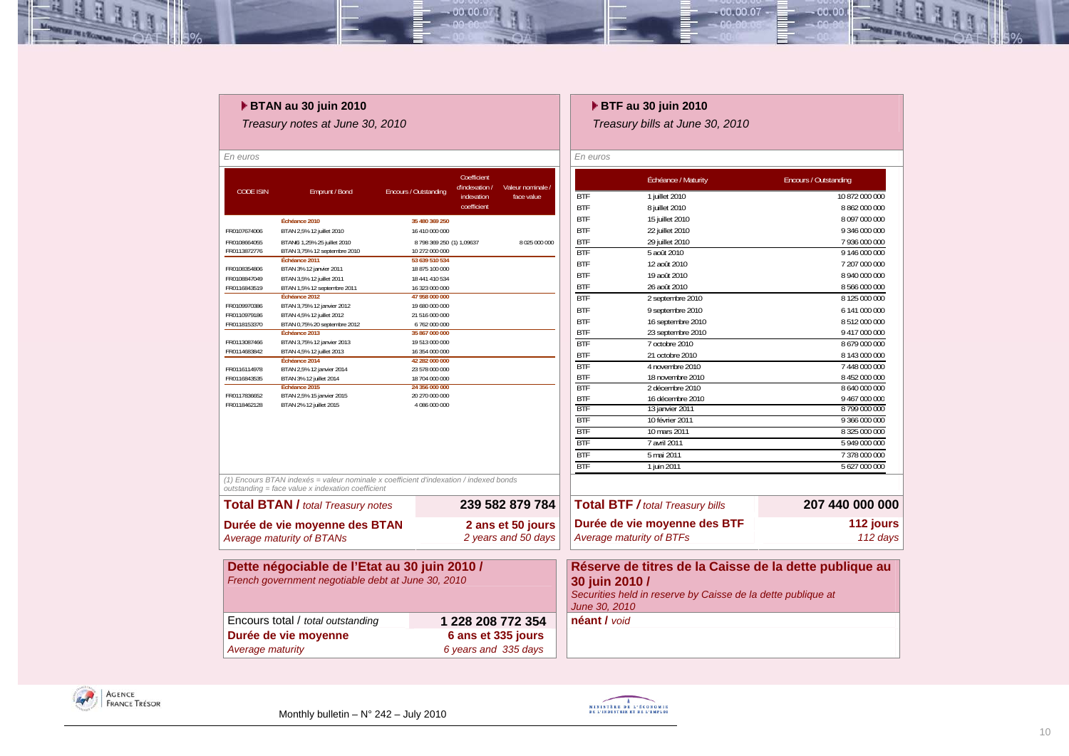## BTAN au 30 juin 2010

*Treasury notes at June 30, 2010*

*En euros*

| CODE ISIN | Emprunt / Bond | Encours / Outstanding | Coefficient d'indexation / indexation coefficient | Valeur nominale / face value |
|---|---|---|---|---|
| | **Échéance 2010** | **35 480 369 250** | | |
| FR0107674006 | BTAN 2,5% 12 juillet 2010 | 16 410 000 000 | | |
| FR0108664055 | BTAN€i 1,25% 25 juillet 2010 | 8 798 369 250 (1) | 1,09637 | 8 025 000 000 |
| FR0113872776 | BTAN 3,75% 12 septembre 2010 | 10 272 000 000 | | |
| | **Échéance 2011** | **53 639 510 534** | | |
| FR0108354806 | BTAN 3% 12 janvier 2011 | 18 875 100 000 | | |
| FR0108847049 | BTAN 3,5% 12 juillet 2011 | 18 441 410 534 | | |
| FR0116843519 | BTAN 1,5% 12 septembre 2011 | 16 323 000 000 | | |
| | **Échéance 2012** | **47 958 000 000** | | |
| FR0109970386 | BTAN 3,75% 12 janvier 2012 | 19 680 000 000 | | |
| FR0110979186 | BTAN 4,5% 12 juillet 2012 | 21 516 000 000 | | |
| FR0118153370 | BTAN 0,75% 20 septembre 2012 | 6 762 000 000 | | |
| | **Échéance 2013** | **35 867 000 000** | | |
| FR0113087466 | BTAN 3,75% 12 janvier 2013 | 19 513 000 000 | | |
| FR0114683842 | BTAN 4,5% 12 juillet 2013 | 16 354 000 000 | | |
| | **Échéance 2014** | **42 282 000 000** | | |
| FR0116114978 | BTAN 2,5% 12 janvier 2014 | 23 578 000 000 | | |
| FR0116843535 | BTAN 3% 12 juillet 2014 | 18 704 000 000 | | |
| | **Échéance 2015** | **24 356 000 000** | | |
| FR0117836652 | BTAN 2,5% 15 janvier 2015 | 20 270 000 000 | | |
| FR0118462128 | BTAN 2% 12 juillet 2015 | 4 086 000 000 | | |

*(1) Encours BTAN indexés = valeur nominale x coefficient d'indexation / indexed bonds outstanding = face value x indexation coefficient*

**Total BTAN /** *total Treasury notes* **239 582 879 784**

**Durée de vie moyenne des BTAN** **2 ans et 50 jours**
*Average maturity of BTANs* *2 years and 50 days*

## BTF au 30 juin 2010

*Treasury bills at June 30, 2010*

*En euros*

| | Échéance / Maturity | Encours / Outstanding |
|---|---|---|
| BTF | 1 juillet 2010 | 10 872 000 000 |
| BTF | 8 juillet 2010 | 8 862 000 000 |
| BTF | 15 juillet 2010 | 8 097 000 000 |
| BTF | 22 juillet 2010 | 9 346 000 000 |
| BTF | 29 juillet 2010 | 7 936 000 000 |
| BTF | 5 août 2010 | 9 146 000 000 |
| BTF | 12 août 2010 | 7 207 000 000 |
| BTF | 19 août 2010 | 8 940 000 000 |
| BTF | 26 août 2010 | 8 566 000 000 |
| BTF | 2 septembre 2010 | 8 125 000 000 |
| BTF | 9 septembre 2010 | 6 141 000 000 |
| BTF | 16 septembre 2010 | 8 512 000 000 |
| BTF | 23 septembre 2010 | 9 417 000 000 |
| BTF | 7 octobre 2010 | 8 679 000 000 |
| BTF | 21 octobre 2010 | 8 143 000 000 |
| BTF | 4 novembre 2010 | 7 448 000 000 |
| BTF | 18 novembre 2010 | 8 452 000 000 |
| BTF | 2 décembre 2010 | 8 640 000 000 |
| BTF | 16 décembre 2010 | 9 467 000 000 |
| BTF | 13 janvier 2011 | 8 799 000 000 |
| BTF | 10 février 2011 | 9 366 000 000 |
| BTF | 10 mars 2011 | 8 325 000 000 |
| BTF | 7 avril 2011 | 5 949 000 000 |
| BTF | 5 mai 2011 | 7 378 000 000 |
| BTF | 1 juin 2011 | 5 627 000 000 |

**Total BTF /** *total Treasury bills* **207 440 000 000**

**Durée de vie moyenne des BTF** **112 jours**
*Average maturity of BTFs* *112 days*

## Dette négociable de l'Etat au 30 juin 2010 /

*French government negotiable debt at June 30, 2010*

| | |
|---|---|
| Encours total / *total outstanding* | **1 228 208 772 354** |
| **Durée de vie moyenne** | **6 ans et 335 jours** |
| *Average maturity* | *6 years and 335 days* |

## Réserve de titres de la Caisse de la dette publique au 30 juin 2010 /

*Securities held in reserve by Caisse de la dette publique at June 30, 2010*

**néant /** *void*

Monthly bulletin – N° 242 – July 2010